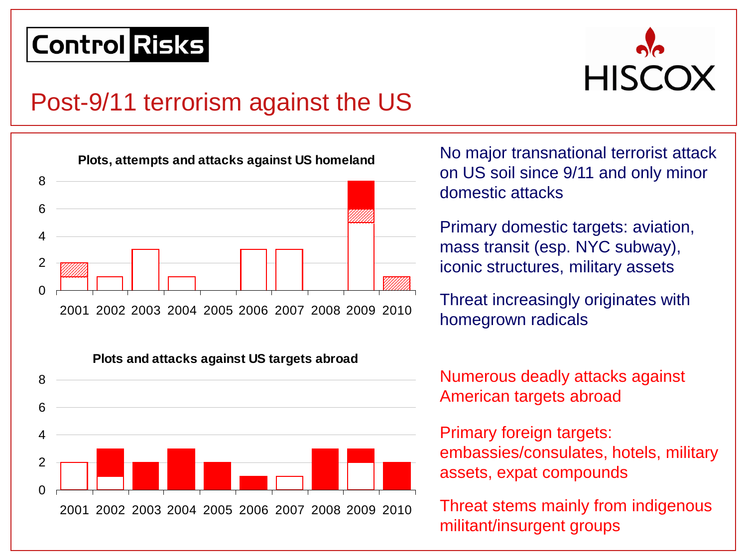Control Risks

HISCOX

# Post-9/11 terrorism against the US

**Plots, attempts and attacks against US homeland**

| Year | 2001 | 2002 | 2003 | 2004 | 2005 | 2006 | 2007 | 2008 | 2009 | 2010 |
|---|---|---|---|---|---|---|---|---|---|---|
| Total | 2 | 1 | 3 | 1 | 0 | 3 | 3 | 0 | 8 | 1 |

**Plots and attacks against US targets abroad**

| Year | 2001 | 2002 | 2003 | 2004 | 2005 | 2006 | 2007 | 2008 | 2009 | 2010 |
|---|---|---|---|---|---|---|---|---|---|---|
| Total | 2 | 3 | 2 | 3 | 2 | 1 | 1 | 3 | 3 | 2 |

No major transnational terrorist attack on US soil since 9/11 and only minor domestic attacks

Primary domestic targets: aviation, mass transit (esp. NYC subway), iconic structures, military assets

Threat increasingly originates with homegrown radicals

Numerous deadly attacks against American targets abroad

Primary foreign targets: embassies/consulates, hotels, military assets, expat compounds

Threat stems mainly from indigenous militant/insurgent groups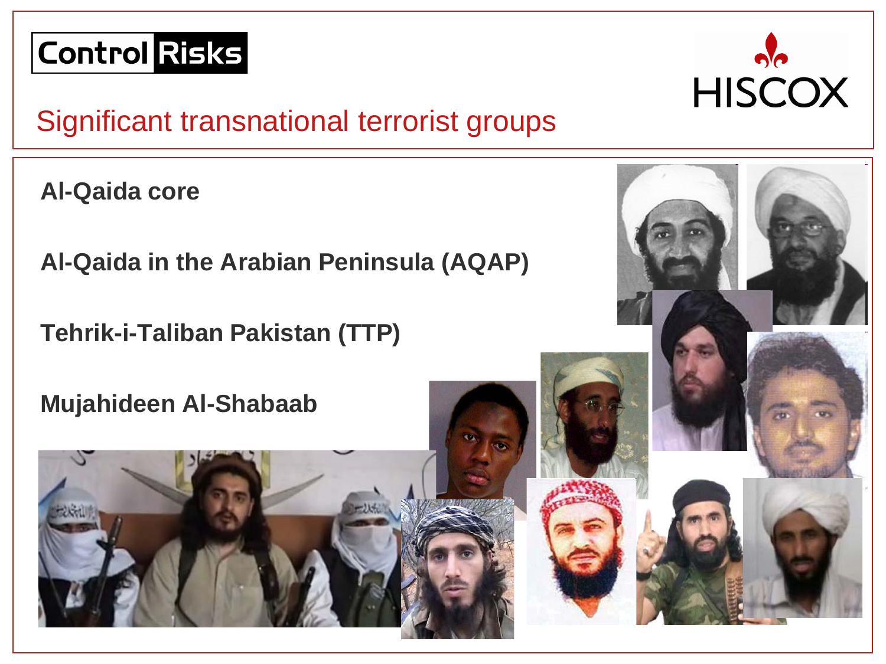## Significant transnational terrorist groups

**Al-Qaida core**

**Al-Qaida in the Arabian Peninsula (AQAP)**

**Tehrik-i-Taliban Pakistan (TTP)**

**Mujahideen Al-Shabaab**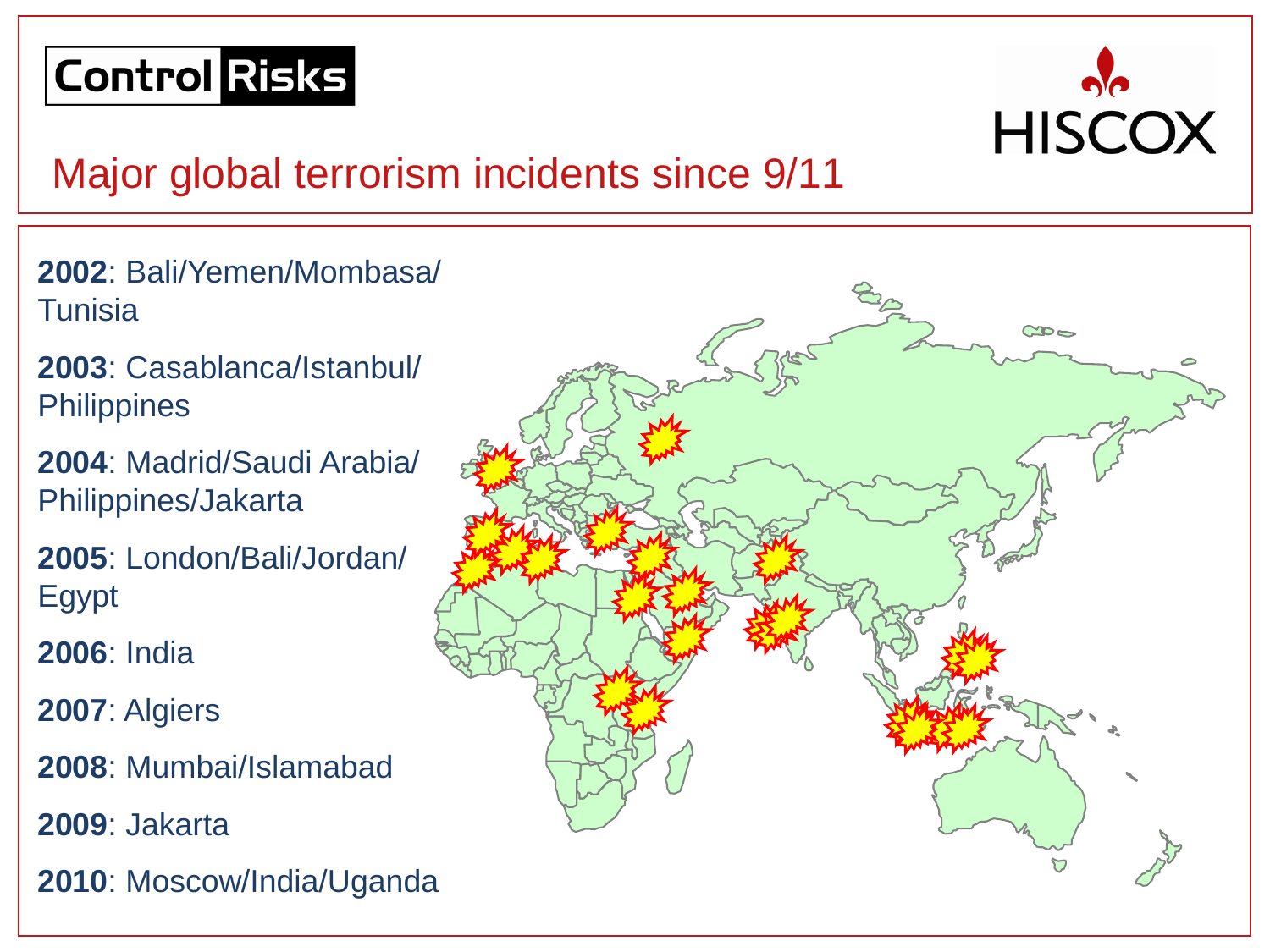Control Risks

HISCOX

# Major global terrorism incidents since 9/11

**2002**: Bali/Yemen/Mombasa/Tunisia

**2003**: Casablanca/Istanbul/Philippines

**2004**: Madrid/Saudi Arabia/Philippines/Jakarta

**2005**: London/Bali/Jordan/Egypt

**2006**: India

**2007**: Algiers

**2008**: Mumbai/Islamabad

**2009**: Jakarta

**2010**: Moscow/India/Uganda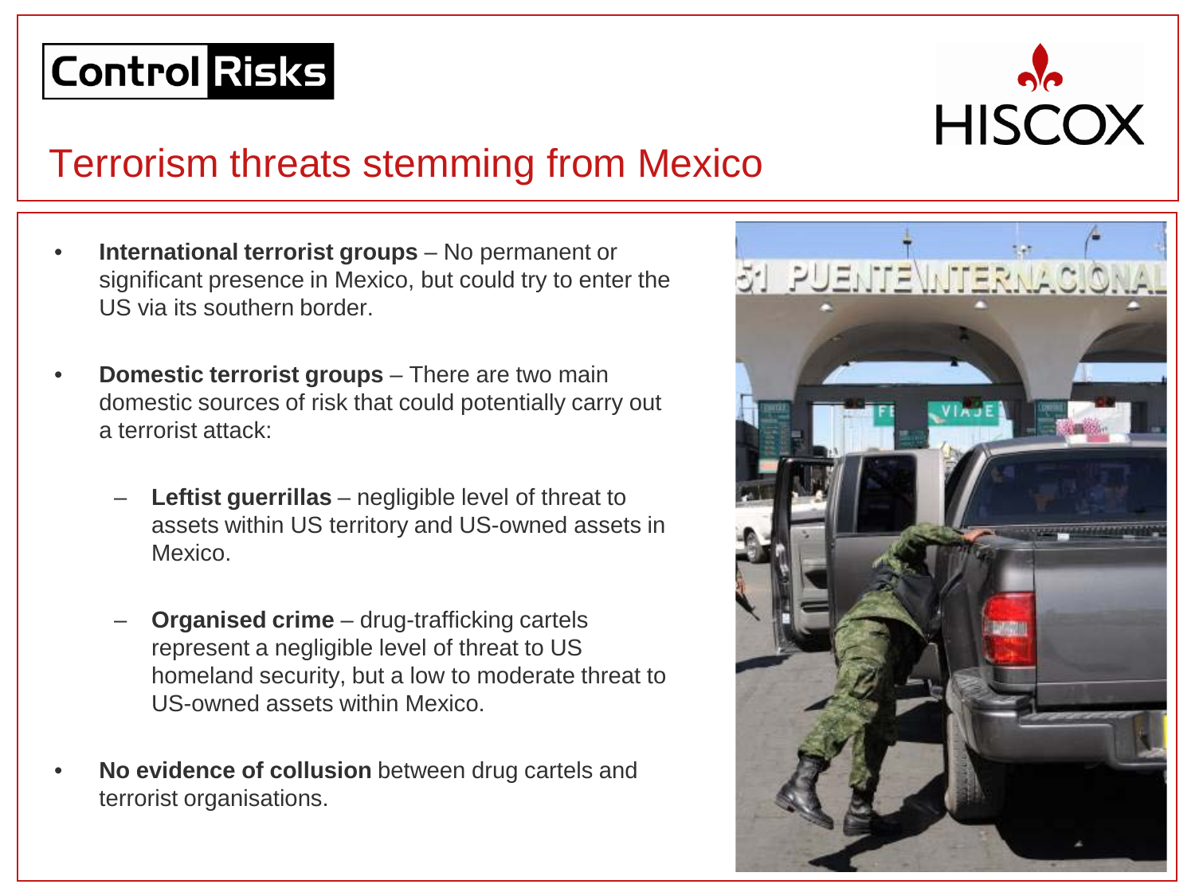# Terrorism threats stemming from Mexico

- **International terrorist groups** – No permanent or significant presence in Mexico, but could try to enter the US via its southern border.

- **Domestic terrorist groups** – There are two main domestic sources of risk that could potentially carry out a terrorist attack:

  - **Leftist guerrillas** – negligible level of threat to assets within US territory and US-owned assets in Mexico.

  - **Organised crime** – drug-trafficking cartels represent a negligible level of threat to US homeland security, but a low to moderate threat to US-owned assets within Mexico.

- **No evidence of collusion** between drug cartels and terrorist organisations.